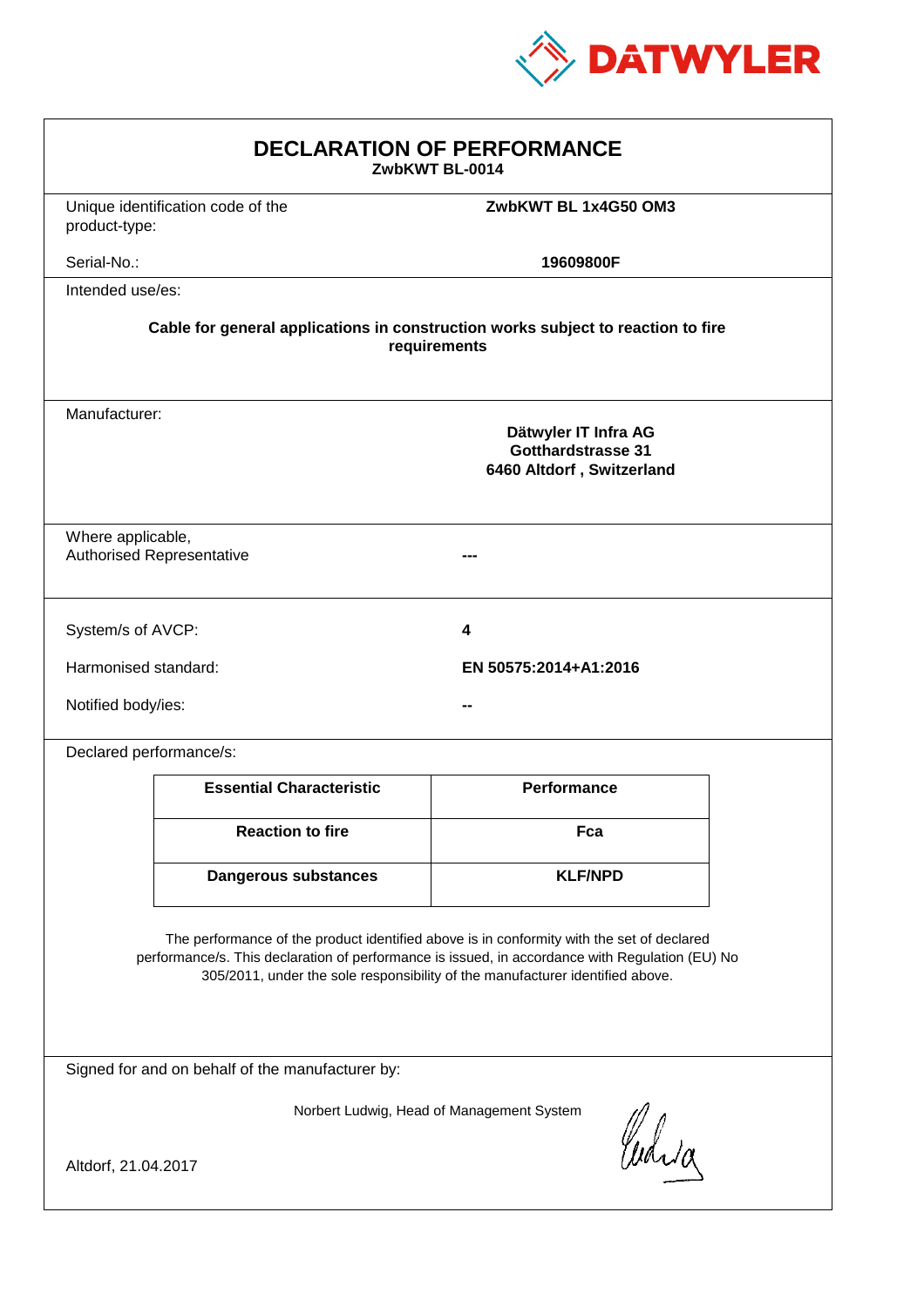DATWYLER

# DECLARATION OF PERFORMANCE

**ZwbKWT BL-0014**

Unique identification code of the product-type: **ZwbKWT BL 1x4G50 OM3**

Serial-No.: **19609800F**

Intended use/es:

**Cable for general applications in construction works subject to reaction to fire requirements**

Manufacturer:

**Dätwyler IT Infra AG**
**Gotthardstrasse 31**
**6460 Altdorf , Switzerland**

Where applicable, Authorised Representative: **---**

System/s of AVCP: **4**

Harmonised standard: **EN 50575:2014+A1:2016**

Notified body/ies: **--**

Declared performance/s:

| Essential Characteristic | Performance |
| --- | --- |
| **Reaction to fire** | **Fca** |
| **Dangerous substances** | **KLF/NPD** |

The performance of the product identified above is in conformity with the set of declared performance/s. This declaration of performance is issued, in accordance with Regulation (EU) No 305/2011, under the sole responsibility of the manufacturer identified above.

Signed for and on behalf of the manufacturer by:

Norbert Ludwig, Head of Management System

Altdorf, 21.04.2017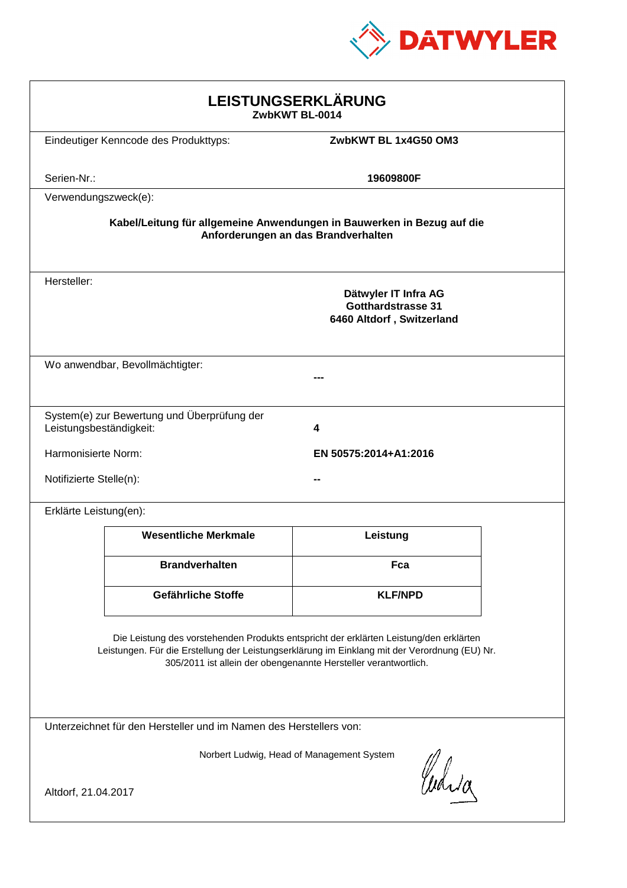# LEISTUNGSERKLÄRUNG

**ZwbKWT BL-0014**

Eindeutiger Kenncode des Produkttyps: **ZwbKWT BL 1x4G50 OM3**

Serien-Nr.: **19609800F**

Verwendungszweck(e):

**Kabel/Leitung für allgemeine Anwendungen in Bauwerken in Bezug auf die Anforderungen an das Brandverhalten**

Hersteller:

**Dätwyler IT Infra AG**
**Gotthardstrasse 31**
**6460 Altdorf , Switzerland**

Wo anwendbar, Bevollmächtigter: **---**

System(e) zur Bewertung und Überprüfung der Leistungsbeständigkeit: **4**

Harmonisierte Norm: **EN 50575:2014+A1:2016**

Notifizierte Stelle(n): **--**

Erklärte Leistung(en):

| Wesentliche Merkmale | Leistung |
|---|---|
| **Brandverhalten** | **Fca** |
| **Gefährliche Stoffe** | **KLF/NPD** |

Die Leistung des vorstehenden Produkts entspricht der erklärten Leistung/den erklärten Leistungen. Für die Erstellung der Leistungserklärung im Einklang mit der Verordnung (EU) Nr. 305/2011 ist allein der obengenannte Hersteller verantwortlich.

Unterzeichnet für den Hersteller und im Namen des Herstellers von:

Norbert Ludwig, Head of Management System

Altdorf, 21.04.2017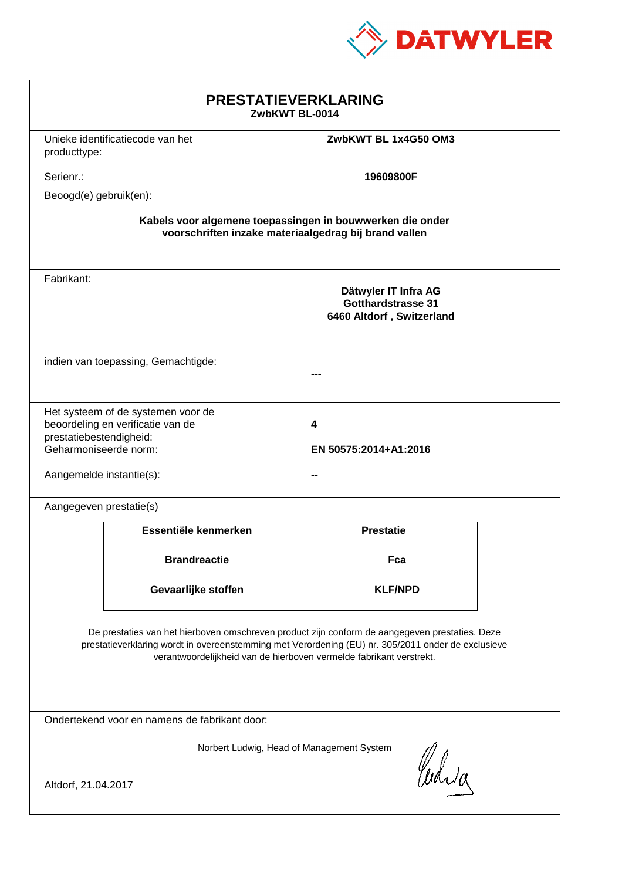DATWYLER

# PRESTATIEVERKLARING

**ZwbKWT BL-0014**

Unieke identificatiecode van het producttype: **ZwbKWT BL 1x4G50 OM3**

Serienr.: **19609800F**

Beoogd(e) gebruik(en):

**Kabels voor algemene toepassingen in bouwwerken die onder voorschriften inzake materiaalgedrag bij brand vallen**

Fabrikant:

**Dätwyler IT Infra AG**
**Gotthardstrasse 31**
**6460 Altdorf , Switzerland**

indien van toepassing, Gemachtigde: **---**

Het systeem of de systemen voor de beoordeling en verificatie van de prestatiebestendigheid: **4**

Geharmoniseerde norm: **EN 50575:2014+A1:2016**

Aangemelde instantie(s): **--**

Aangegeven prestatie(s)

| Essentiële kenmerken | Prestatie |
|---|---|
| **Brandreactie** | **Fca** |
| **Gevaarlijke stoffen** | **KLF/NPD** |

De prestaties van het hierboven omschreven product zijn conform de aangegeven prestaties. Deze prestatieverklaring wordt in overeenstemming met Verordening (EU) nr. 305/2011 onder de exclusieve verantwoordelijkheid van de hierboven vermelde fabrikant verstrekt.

Ondertekend voor en namens de fabrikant door:

Norbert Ludwig, Head of Management System

Altdorf, 21.04.2017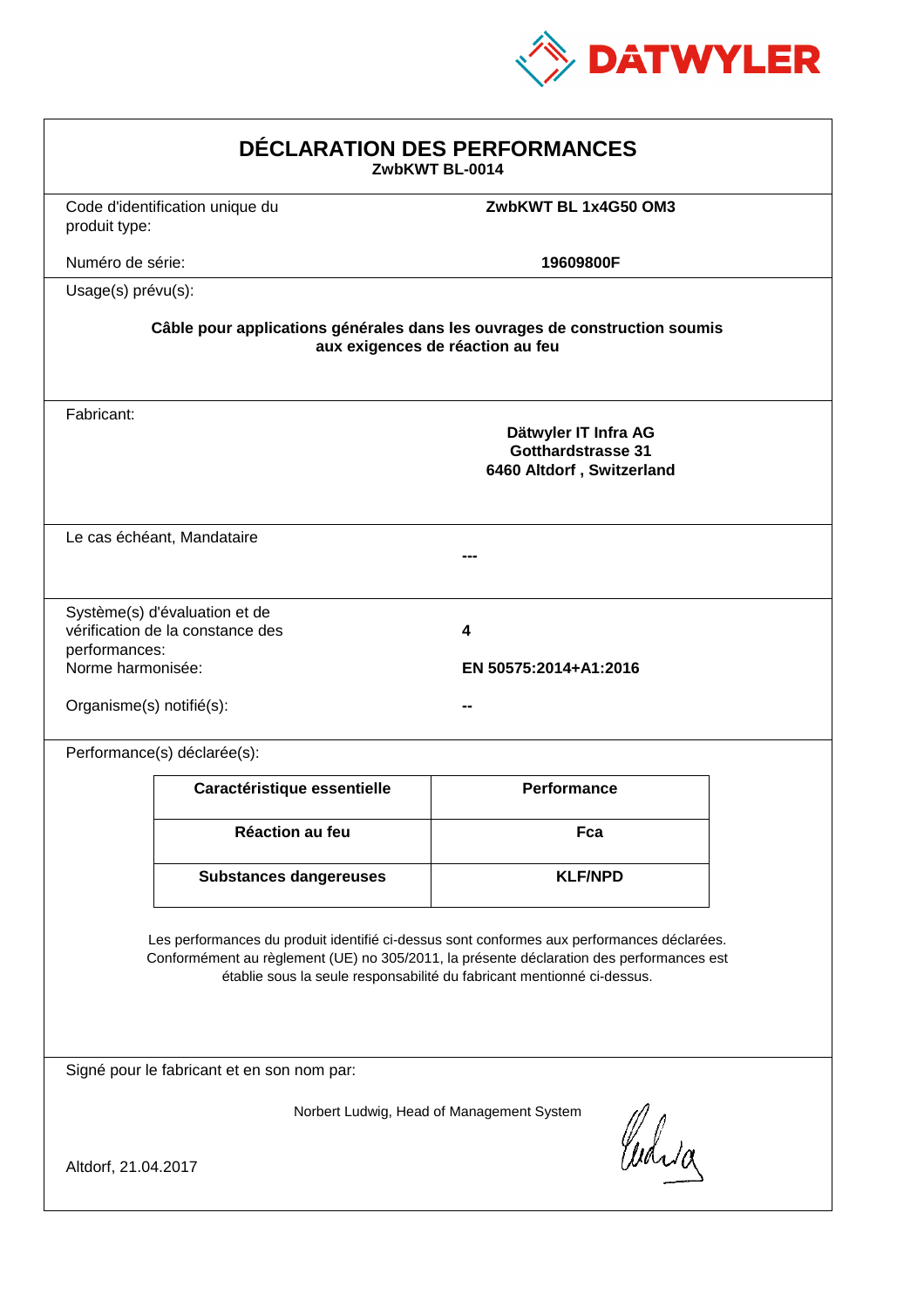DATWYLER

# DÉCLARATION DES PERFORMANCES

**ZwbKWT BL-0014**

Code d'identification unique du produit type: **ZwbKWT BL 1x4G50 OM3**

Numéro de série: **19609800F**

Usage(s) prévu(s):

**Câble pour applications générales dans les ouvrages de construction soumis aux exigences de réaction au feu**

Fabricant:

**Dätwyler IT Infra AG**
**Gotthardstrasse 31**
**6460 Altdorf , Switzerland**

Le cas échéant, Mandataire: **---**

Système(s) d'évaluation et de vérification de la constance des performances: **4**

Norme harmonisée: **EN 50575:2014+A1:2016**

Organisme(s) notifié(s): **--**

Performance(s) déclarée(s):

| Caractéristique essentielle | Performance |
|---|---|
| **Réaction au feu** | **Fca** |
| **Substances dangereuses** | **KLF/NPD** |

Les performances du produit identifié ci-dessus sont conformes aux performances déclarées. Conformément au règlement (UE) no 305/2011, la présente déclaration des performances est établie sous la seule responsabilité du fabricant mentionné ci-dessus.

Signé pour le fabricant et en son nom par:

Norbert Ludwig, Head of Management System

Altdorf, 21.04.2017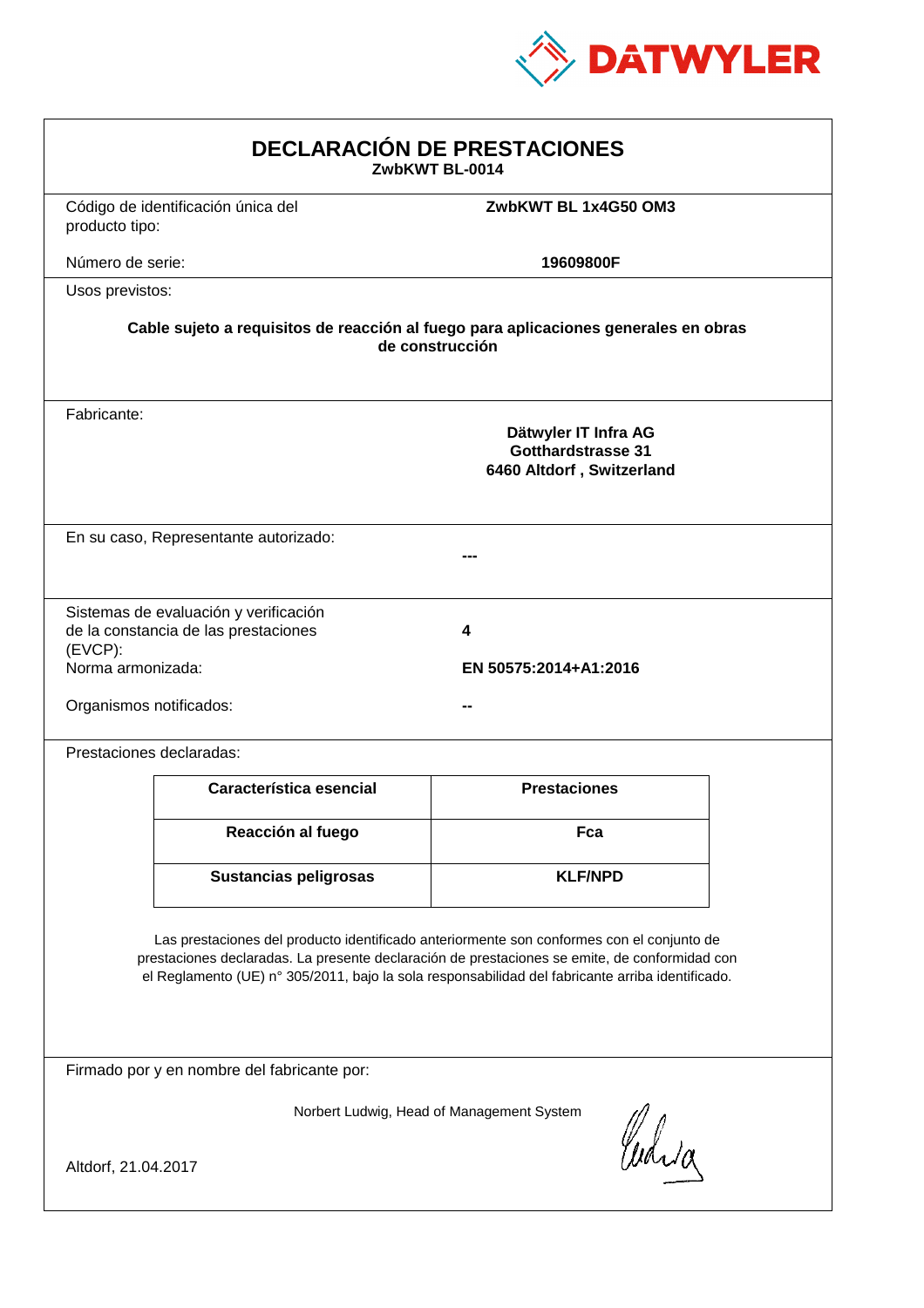DATWYLER

# DECLARACIÓN DE PRESTACIONES

**ZwbKWT BL-0014**

Código de identificación única del producto tipo: **ZwbKWT BL 1x4G50 OM3**

Número de serie: **19609800F**

Usos previstos:

**Cable sujeto a requisitos de reacción al fuego para aplicaciones generales en obras de construcción**

Fabricante:

**Dätwyler IT Infra AG**
**Gotthardstrasse 31**
**6460 Altdorf , Switzerland**

En su caso, Representante autorizado: **---**

Sistemas de evaluación y verificación de la constancia de las prestaciones (EVCP): **4**

Norma armonizada: **EN 50575:2014+A1:2016**

Organismos notificados: **--**

Prestaciones declaradas:

| Característica esencial | Prestaciones |
|---|---|
| **Reacción al fuego** | **Fca** |
| **Sustancias peligrosas** | **KLF/NPD** |

Las prestaciones del producto identificado anteriormente son conformes con el conjunto de prestaciones declaradas. La presente declaración de prestaciones se emite, de conformidad con el Reglamento (UE) n° 305/2011, bajo la sola responsabilidad del fabricante arriba identificado.

Firmado por y en nombre del fabricante por:

Norbert Ludwig, Head of Management System

Altdorf, 21.04.2017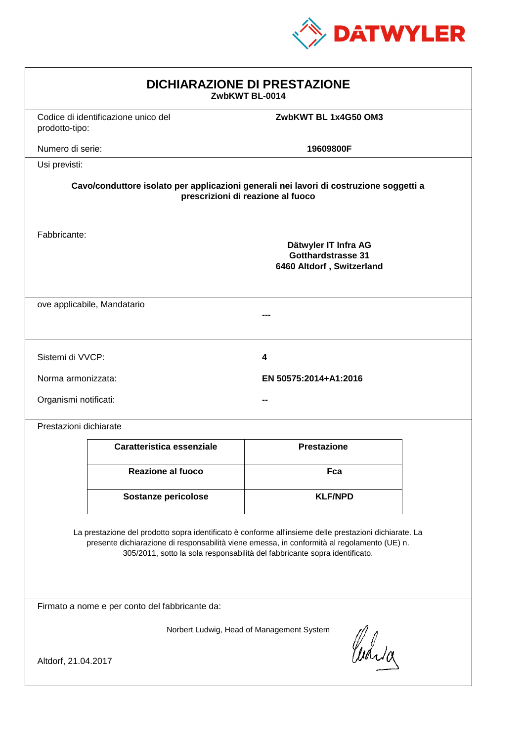DATWYLER

# DICHIARAZIONE DI PRESTAZIONE

**ZwbKWT BL-0014**

| | |
|---|---|
| Codice di identificazione unico del prodotto-tipo: | **ZwbKWT BL 1x4G50 OM3** |
| Numero di serie: | **19609800F** |

Usi previsti:

**Cavo/conduttore isolato per applicazioni generali nei lavori di costruzione soggetti a prescrizioni di reazione al fuoco**

Fabbricante:

**Dätwyler IT Infra AG**
**Gotthardstrasse 31**
**6460 Altdorf , Switzerland**

ove applicabile, Mandatario

**---**

| | |
|---|---|
| Sistemi di VVCP: | **4** |
| Norma armonizzata: | **EN 50575:2014+A1:2016** |
| Organismi notificati: | **--** |

Prestazioni dichiarate

| Caratteristica essenziale | Prestazione |
|---|---|
| **Reazione al fuoco** | **Fca** |
| **Sostanze pericolose** | **KLF/NPD** |

La prestazione del prodotto sopra identificato è conforme all'insieme delle prestazioni dichiarate. La presente dichiarazione di responsabilità viene emessa, in conformità al regolamento (UE) n. 305/2011, sotto la sola responsabilità del fabbricante sopra identificato.

Firmato a nome e per conto del fabbricante da:

Norbert Ludwig, Head of Management System

Altdorf, 21.04.2017